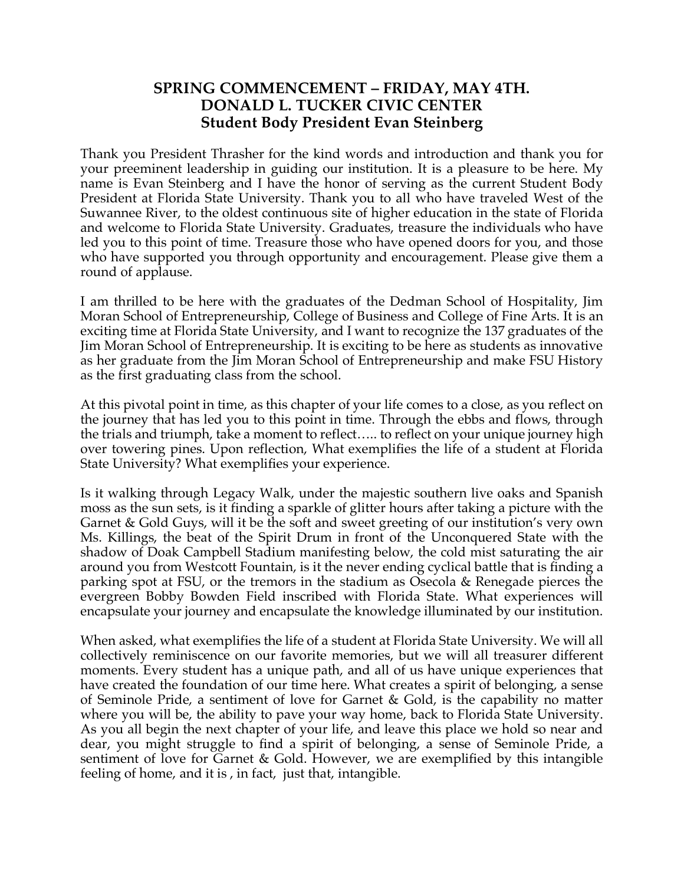# SPRING COMMENCEMENT – FRIDAY, MAY 4TH.
# DONALD L. TUCKER CIVIC CENTER
## Student Body President Evan Steinberg

Thank you President Thrasher for the kind words and introduction and thank you for your preeminent leadership in guiding our institution. It is a pleasure to be here. My name is Evan Steinberg and I have the honor of serving as the current Student Body President at Florida State University. Thank you to all who have traveled West of the Suwannee River, to the oldest continuous site of higher education in the state of Florida and welcome to Florida State University. Graduates, treasure the individuals who have led you to this point of time. Treasure those who have opened doors for you, and those who have supported you through opportunity and encouragement. Please give them a round of applause.

I am thrilled to be here with the graduates of the Dedman School of Hospitality, Jim Moran School of Entrepreneurship, College of Business and College of Fine Arts. It is an exciting time at Florida State University, and I want to recognize the 137 graduates of the Jim Moran School of Entrepreneurship. It is exciting to be here as students as innovative as her graduate from the Jim Moran School of Entrepreneurship and make FSU History as the first graduating class from the school.

At this pivotal point in time, as this chapter of your life comes to a close, as you reflect on the journey that has led you to this point in time. Through the ebbs and flows, through the trials and triumph, take a moment to reflect….. to reflect on your unique journey high over towering pines. Upon reflection, What exemplifies the life of a student at Florida State University? What exemplifies your experience.

Is it walking through Legacy Walk, under the majestic southern live oaks and Spanish moss as the sun sets, is it finding a sparkle of glitter hours after taking a picture with the Garnet & Gold Guys, will it be the soft and sweet greeting of our institution's very own Ms. Killings, the beat of the Spirit Drum in front of the Unconquered State with the shadow of Doak Campbell Stadium manifesting below, the cold mist saturating the air around you from Westcott Fountain, is it the never ending cyclical battle that is finding a parking spot at FSU, or the tremors in the stadium as Osecola & Renegade pierces the evergreen Bobby Bowden Field inscribed with Florida State. What experiences will encapsulate your journey and encapsulate the knowledge illuminated by our institution.

When asked, what exemplifies the life of a student at Florida State University. We will all collectively reminiscence on our favorite memories, but we will all treasurer different moments. Every student has a unique path, and all of us have unique experiences that have created the foundation of our time here. What creates a spirit of belonging, a sense of Seminole Pride, a sentiment of love for Garnet & Gold, is the capability no matter where you will be, the ability to pave your way home, back to Florida State University. As you all begin the next chapter of your life, and leave this place we hold so near and dear, you might struggle to find a spirit of belonging, a sense of Seminole Pride, a sentiment of love for Garnet & Gold. However, we are exemplified by this intangible feeling of home, and it is , in fact, just that, intangible.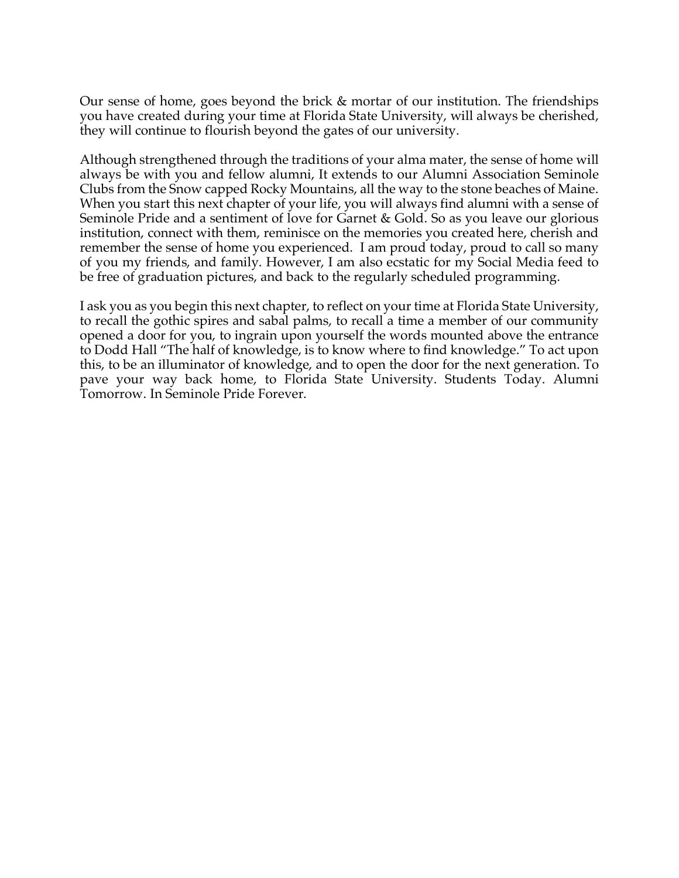Our sense of home, goes beyond the brick & mortar of our institution. The friendships you have created during your time at Florida State University, will always be cherished, they will continue to flourish beyond the gates of our university.

Although strengthened through the traditions of your alma mater, the sense of home will always be with you and fellow alumni, It extends to our Alumni Association Seminole Clubs from the Snow capped Rocky Mountains, all the way to the stone beaches of Maine. When you start this next chapter of your life, you will always find alumni with a sense of Seminole Pride and a sentiment of love for Garnet & Gold. So as you leave our glorious institution, connect with them, reminisce on the memories you created here, cherish and remember the sense of home you experienced.  I am proud today, proud to call so many of you my friends, and family. However, I am also ecstatic for my Social Media feed to be free of graduation pictures, and back to the regularly scheduled programming.

I ask you as you begin this next chapter, to reflect on your time at Florida State University, to recall the gothic spires and sabal palms, to recall a time a member of our community opened a door for you, to ingrain upon yourself the words mounted above the entrance to Dodd Hall "The half of knowledge, is to know where to find knowledge." To act upon this, to be an illuminator of knowledge, and to open the door for the next generation. To pave your way back home, to Florida State University. Students Today. Alumni Tomorrow. In Seminole Pride Forever.